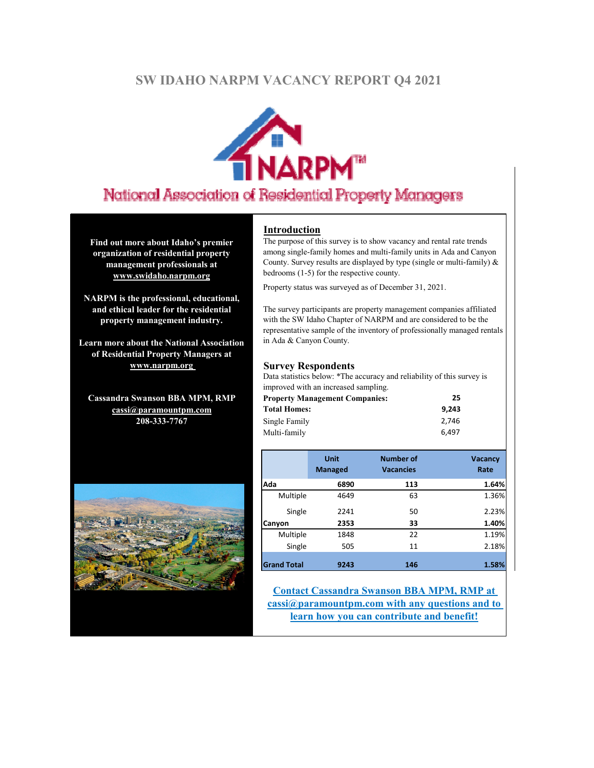# SW IDAHO NARPM VACANCY REPORT Q4 2021

National Association of Residential Property Managers

**Find out more about Idaho's premier organization of residential property management professionals at [www.swidaho.narpm.org](http://www.swidaho.narpm.org)**

**NARPM is the professional, educational, and ethical leader for the residential property management industry.**

**Learn more about the National Association of Residential Property Managers at [www.narpm.org](http://www.narpm.org)**

**Cassandra Swanson BBA MPM, RMP**
**cassi@paramountpm.com**
**208-333-7767**

## Introduction

The purpose of this survey is to show vacancy and rental rate trends among single-family homes and multi-family units in Ada and Canyon County. Survey results are displayed by type (single or multi-family) & bedrooms (1-5) for the respective county.

Property status was surveyed as of December 31, 2021.

The survey participants are property management companies affiliated with the SW Idaho Chapter of NARPM and are considered to be the representative sample of the inventory of professionally managed rentals in Ada & Canyon County.

## Survey Respondents

Data statistics below: *The accuracy and reliability of this survey is improved with an increased sampling.

| | |
|---|---|
| **Property Management Companies:** | **25** |
| **Total Homes:** | **9,243** |
| Single Family | 2,746 |
| Multi-family | 6,497 |

| | Unit Managed | Number of Vacancies | Vacancy Rate |
|---|---|---|---|
| **Ada** | **6890** | **113** | **1.64%** |
| Multiple | 4649 | 63 | 1.36% |
| Single | 2241 | 50 | 2.23% |
| **Canyon** | **2353** | **33** | **1.40%** |
| Multiple | 1848 | 22 | 1.19% |
| Single | 505 | 11 | 2.18% |
| **Grand Total** | **9243** | **146** | **1.58%** |

**Contact Cassandra Swanson BBA MPM, RMP at cassi@paramountpm.com with any questions and to learn how you can contribute and benefit!**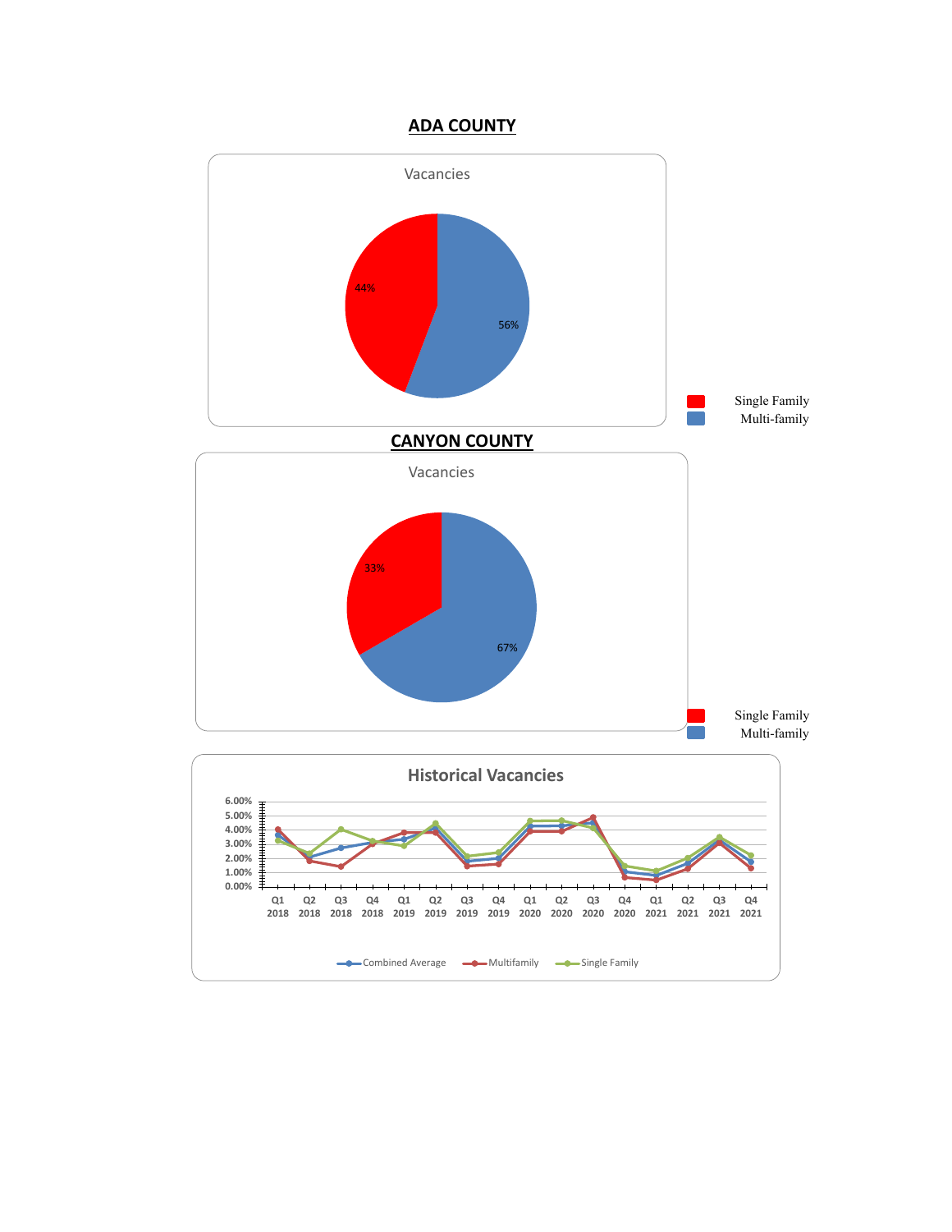## ADA COUNTY

Vacancies

44%

56%

Single Family
Multi-family

## CANYON COUNTY

Vacancies

33%

67%

Single Family
Multi-family

Historical Vacancies

6.00%
5.00%
4.00%
3.00%
2.00%
1.00%
0.00%

Q1 2018 | Q2 2018 | Q3 2018 | Q4 2018 | Q1 2019 | Q2 2019 | Q3 2019 | Q4 2019 | Q1 2020 | Q2 2020 | Q3 2020 | Q4 2020 | Q1 2021 | Q2 2021 | Q3 2021 | Q4 2021

Combined Average | Multifamily | Single Family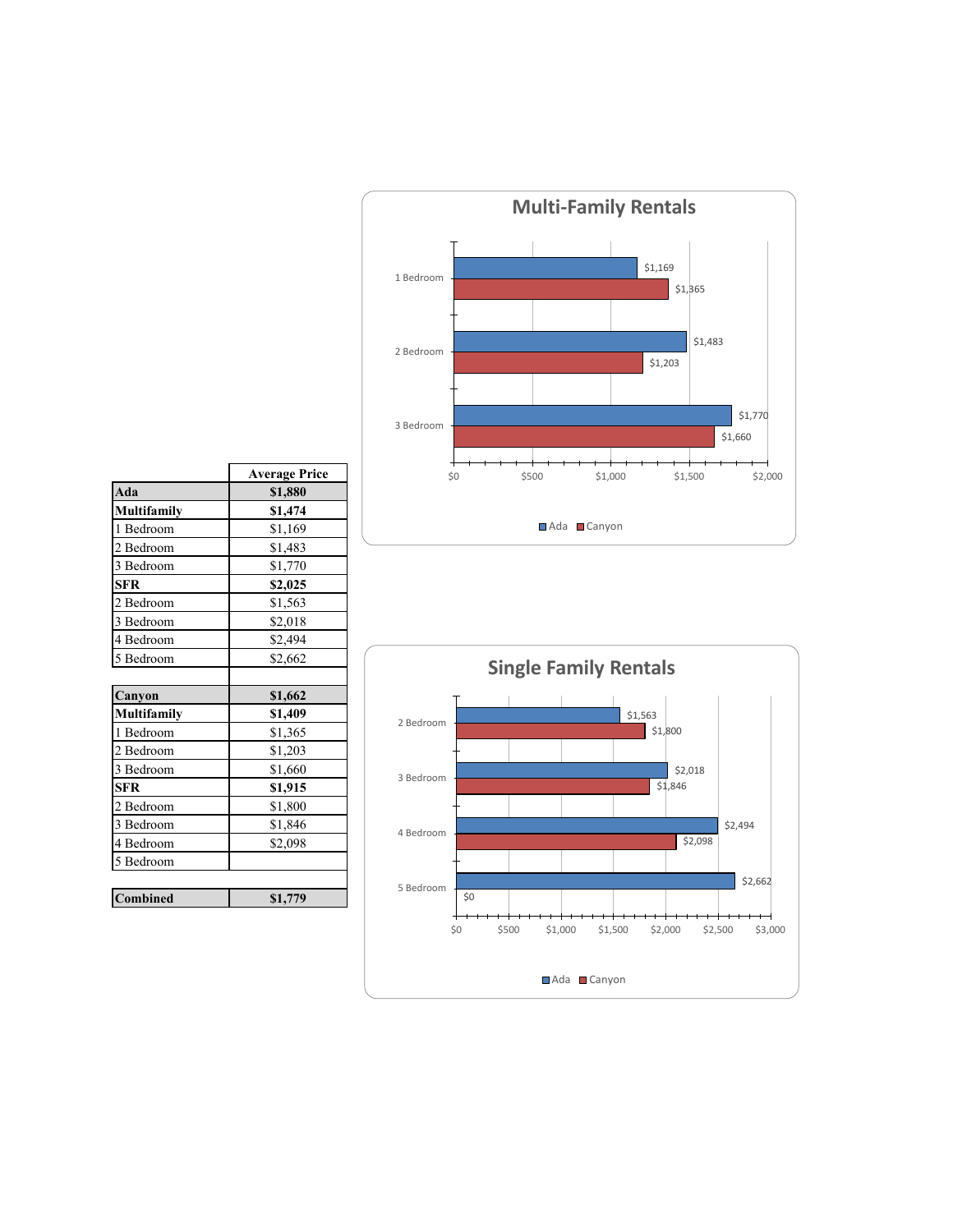| | Average Price |
|---|---|
| **Ada** | **$1,880** |
| **Multifamily** | **$1,474** |
| 1 Bedroom | $1,169 |
| 2 Bedroom | $1,483 |
| 3 Bedroom | $1,770 |
| **SFR** | **$2,025** |
| 2 Bedroom | $1,563 |
| 3 Bedroom | $2,018 |
| 4 Bedroom | $2,494 |
| 5 Bedroom | $2,662 |
| | |
| **Canyon** | **$1,662** |
| **Multifamily** | **$1,409** |
| 1 Bedroom | $1,365 |
| 2 Bedroom | $1,203 |
| 3 Bedroom | $1,660 |
| **SFR** | **$1,915** |
| 2 Bedroom | $1,800 |
| 3 Bedroom | $1,846 |
| 4 Bedroom | $2,098 |
| 5 Bedroom | |
| | |
| **Combined** | **$1,779** |

## Multi-Family Rentals

| | Ada | Canyon |
|---|---|---|
| 1 Bedroom | $1,169 | $1,365 |
| 2 Bedroom | $1,483 | $1,203 |
| 3 Bedroom | $1,770 | $1,660 |

## Single Family Rentals

| | Ada | Canyon |
|---|---|---|
| 2 Bedroom | $1,563 | $1,800 |
| 3 Bedroom | $2,018 | $1,846 |
| 4 Bedroom | $2,494 | $2,098 |
| 5 Bedroom | $2,662 | $0 |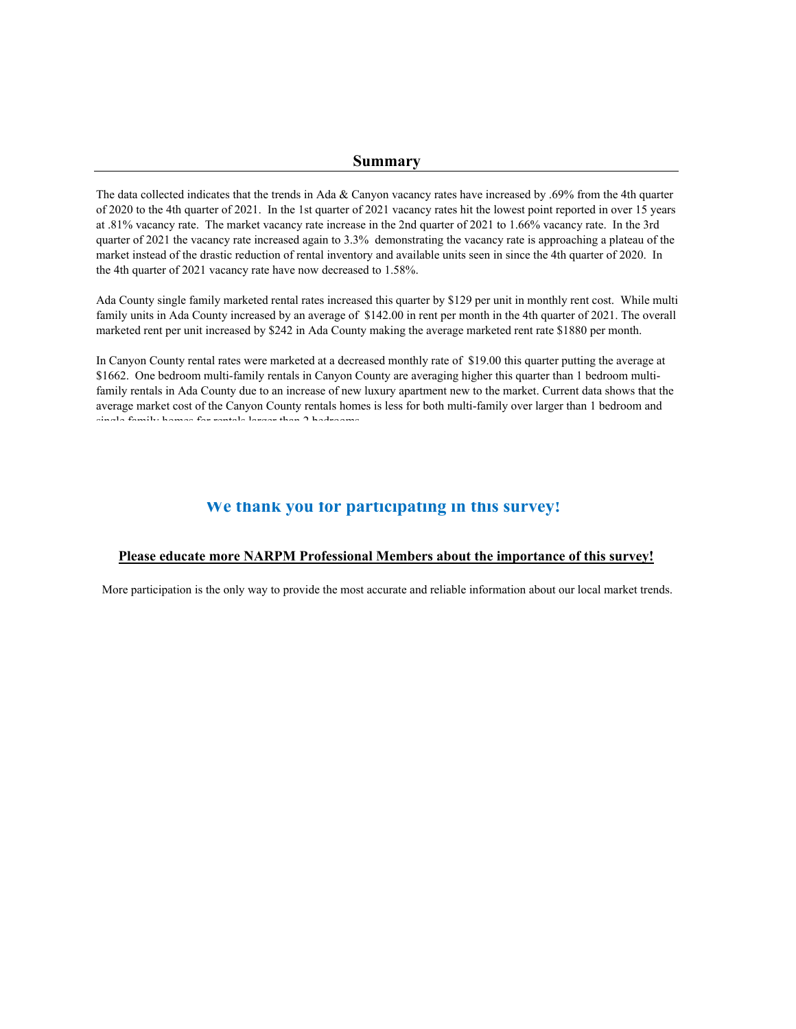## Summary

The data collected indicates that the trends in Ada & Canyon vacancy rates have increased by .69% from the 4th quarter of 2020 to the 4th quarter of 2021. In the 1st quarter of 2021 vacancy rates hit the lowest point reported in over 15 years at .81% vacancy rate. The market vacancy rate increase in the 2nd quarter of 2021 to 1.66% vacancy rate. In the 3rd quarter of 2021 the vacancy rate increased again to 3.3% demonstrating the vacancy rate is approaching a plateau of the market instead of the drastic reduction of rental inventory and available units seen in since the 4th quarter of 2020. In the 4th quarter of 2021 vacancy rate have now decreased to 1.58%.

Ada County single family marketed rental rates increased this quarter by $129 per unit in monthly rent cost. While multi family units in Ada County increased by an average of $142.00 in rent per month in the 4th quarter of 2021. The overall marketed rent per unit increased by $242 in Ada County making the average marketed rent rate $1880 per month.

In Canyon County rental rates were marketed at a decreased monthly rate of $19.00 this quarter putting the average at $1662. One bedroom multi-family rentals in Canyon County are averaging higher this quarter than 1 bedroom multi-family rentals in Ada County due to an increase of new luxury apartment new to the market. Current data shows that the average market cost of the Canyon County rentals homes is less for both multi-family over larger than 1 bedroom and single family homes for rentals larger than 2 bedrooms.

**We thank you for participating in this survey!**

**Please educate more NARPM Professional Members about the importance of this survey!**

More participation is the only way to provide the most accurate and reliable information about our local market trends.